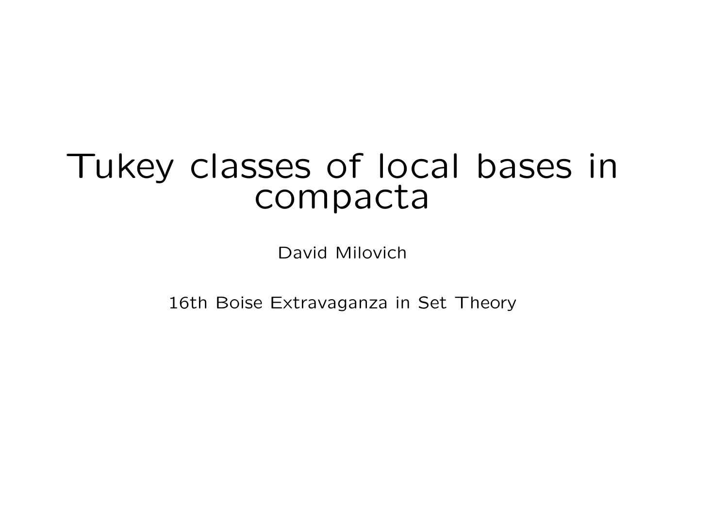# Tukey classes of local bases in compacta

David Milovich

16th Boise Extravaganza in Set Theory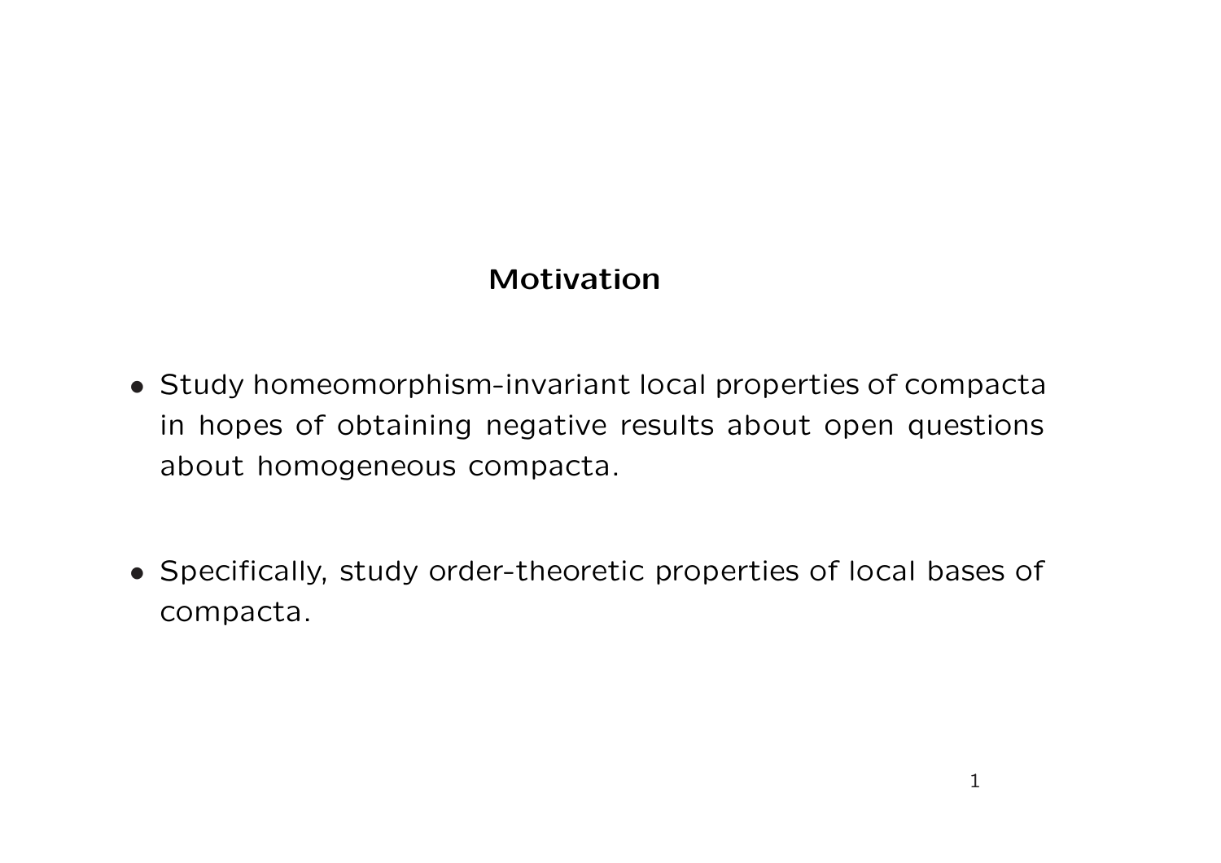## Motivation

- Study homeomorphism-invariant local properties of compacta in hopes of obtaining negative results about open questions about homogeneous compacta.
- Specifically, study order-theoretic properties of local bases of compacta.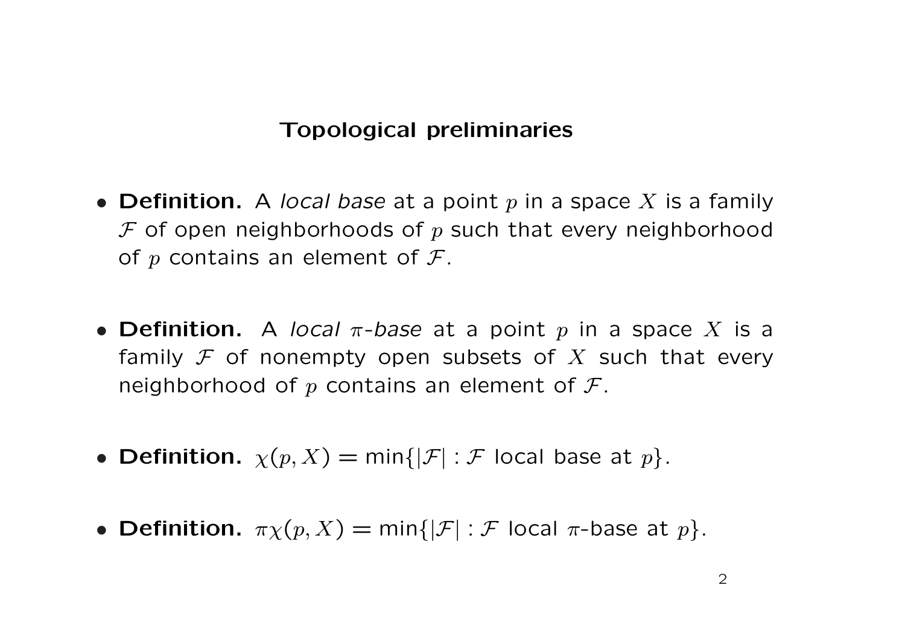## Topological preliminaries

- **Definition.** A *local base* at a point $p$ in a space $X$ is a family $\mathcal{F}$ of open neighborhoods of $p$ such that every neighborhood of $p$ contains an element of $\mathcal{F}$.

- **Definition.** A *local $\pi$-base* at a point $p$ in a space $X$ is a family $\mathcal{F}$ of nonempty open subsets of $X$ such that every neighborhood of $p$ contains an element of $\mathcal{F}$.

- **Definition.** $\chi(p, X) = \min\{|\mathcal{F}| : \mathcal{F}$ local base at $p\}$.

- **Definition.** $\pi\chi(p, X) = \min\{|\mathcal{F}| : \mathcal{F}$ local $\pi$-base at $p\}$.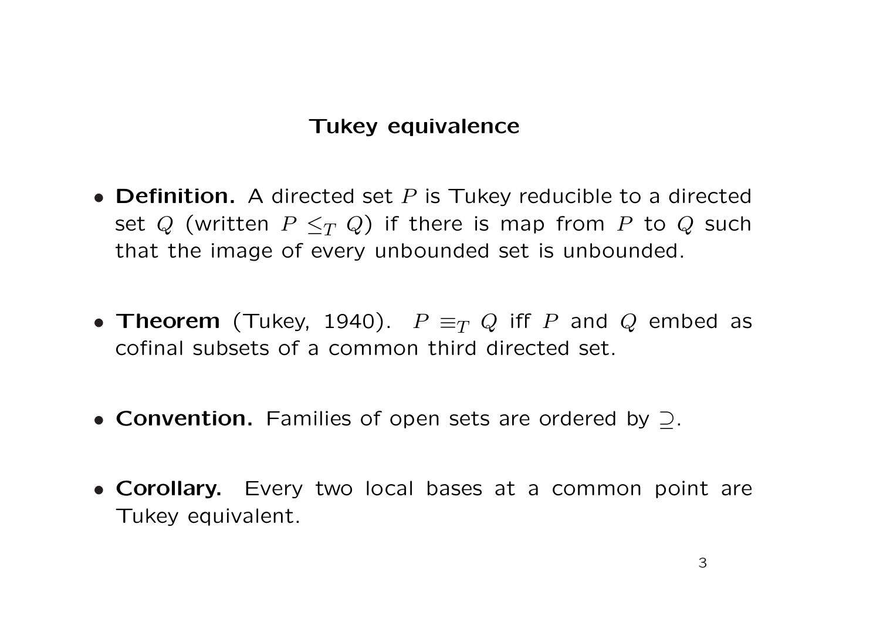## Tukey equivalence

- **Definition.** A directed set $P$ is Tukey reducible to a directed set $Q$ (written $P \leq_T Q$) if there is map from $P$ to $Q$ such that the image of every unbounded set is unbounded.

- **Theorem** (Tukey, 1940). $P \equiv_T Q$ iff $P$ and $Q$ embed as cofinal subsets of a common third directed set.

- **Convention.** Families of open sets are ordered by $\supseteq$.

- **Corollary.** Every two local bases at a common point are Tukey equivalent.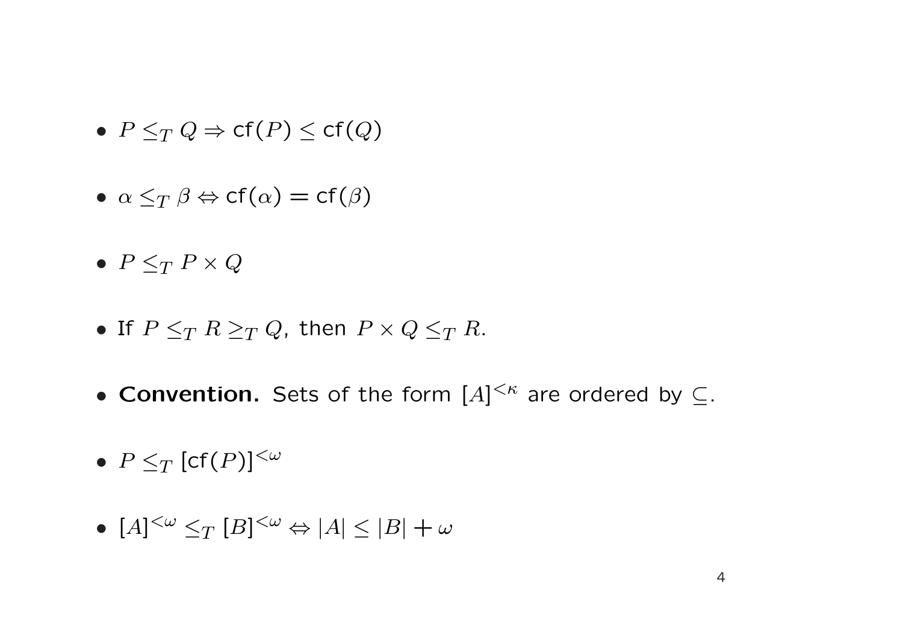- $P \leq_T Q \Rightarrow \mathsf{cf}(P) \leq \mathsf{cf}(Q)$

- $\alpha \leq_T \beta \Leftrightarrow \mathsf{cf}(\alpha) = \mathsf{cf}(\beta)$

- $P \leq_T P \times Q$

- If $P \leq_T R \geq_T Q$, then $P \times Q \leq_T R$.

- **Convention.** Sets of the form $[A]^{<\kappa}$ are ordered by $\subseteq$.

- $P \leq_T [\mathsf{cf}(P)]^{<\omega}$

- $[A]^{<\omega} \leq_T [B]^{<\omega} \Leftrightarrow |A| \leq |B| + \omega$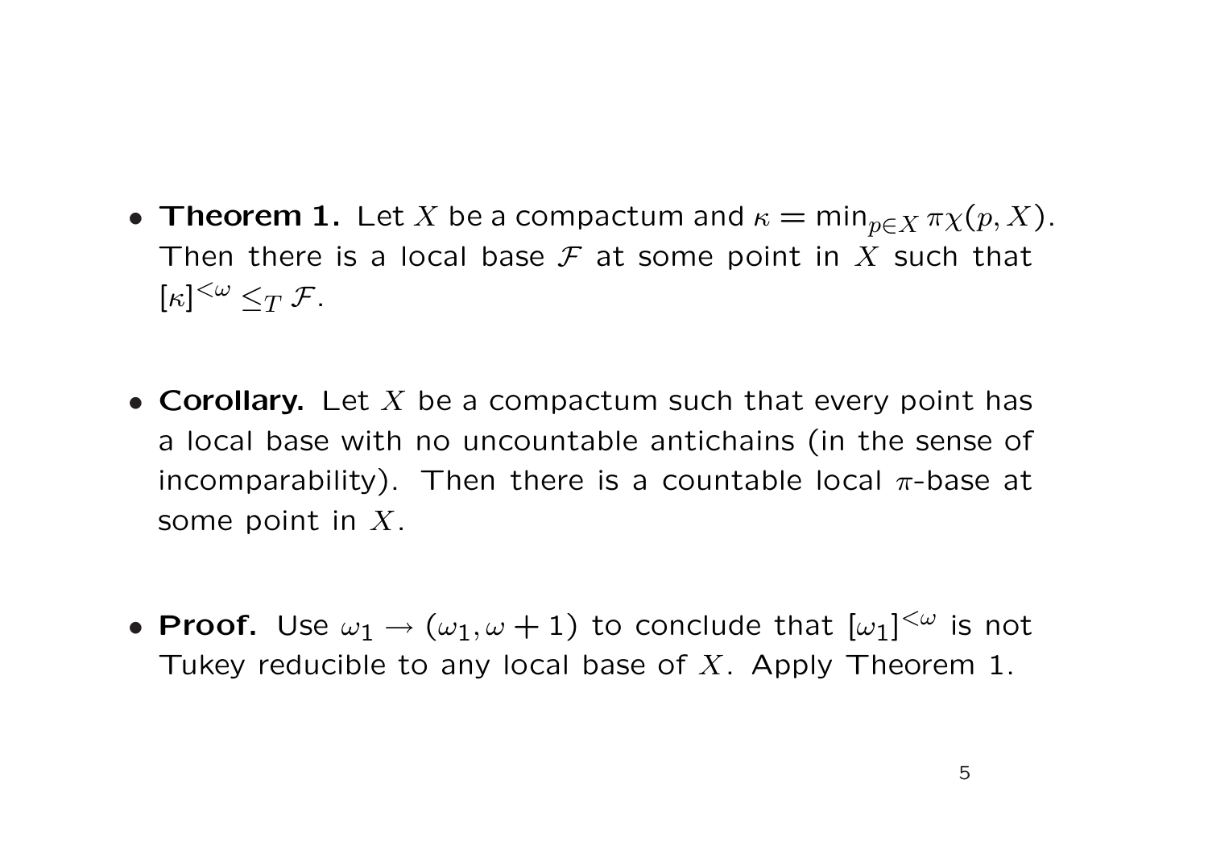- **Theorem 1.** Let $X$ be a compactum and $\kappa = \min_{p \in X} \pi\chi(p, X)$. Then there is a local base $\mathcal{F}$ at some point in $X$ such that $[\kappa]^{<\omega} \leq_T \mathcal{F}$.

- **Corollary.** Let $X$ be a compactum such that every point has a local base with no uncountable antichains (in the sense of incomparability). Then there is a countable local $\pi$-base at some point in $X$.

- **Proof.** Use $\omega_1 \to (\omega_1, \omega + 1)$ to conclude that $[\omega_1]^{<\omega}$ is not Tukey reducible to any local base of $X$. Apply Theorem 1.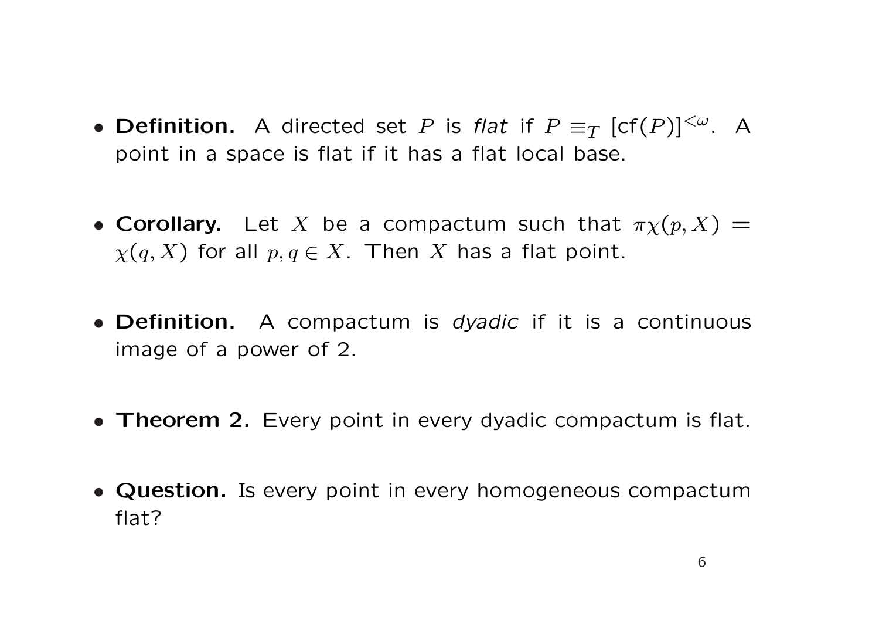- **Definition.** A directed set $P$ is *flat* if $P \equiv_T [\mathrm{cf}(P)]^{<\omega}$. A point in a space is flat if it has a flat local base.

- **Corollary.** Let $X$ be a compactum such that $\pi\chi(p, X) = \chi(q, X)$ for all $p, q \in X$. Then $X$ has a flat point.

- **Definition.** A compactum is *dyadic* if it is a continuous image of a power of 2.

- **Theorem 2.** Every point in every dyadic compactum is flat.

- **Question.** Is every point in every homogeneous compactum flat?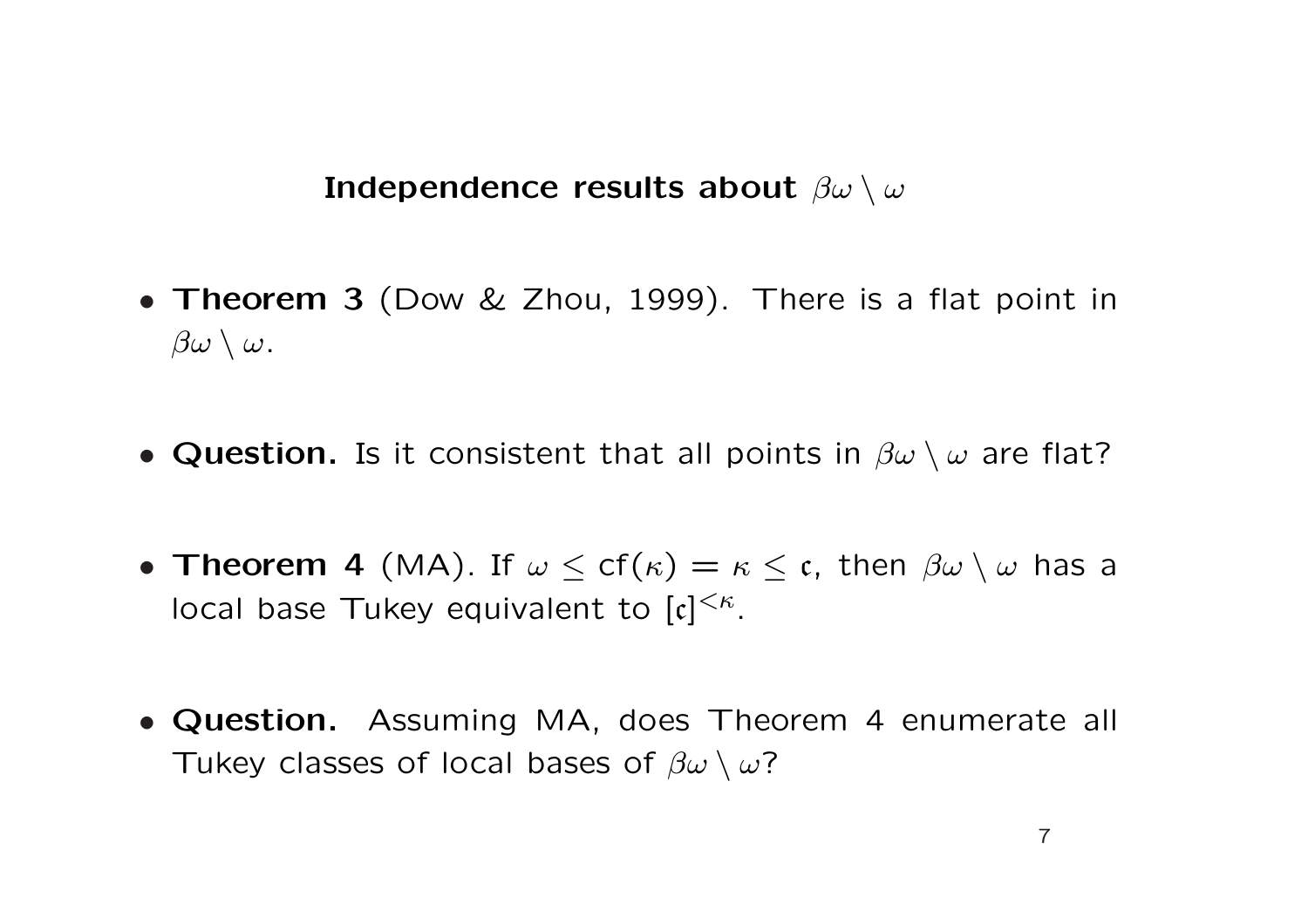## Independence results about $\beta\omega \setminus \omega$

- **Theorem 3** (Dow & Zhou, 1999). There is a flat point in $\beta\omega \setminus \omega$.

- **Question.** Is it consistent that all points in $\beta\omega \setminus \omega$ are flat?

- **Theorem 4** (MA). If $\omega \leq \mathrm{cf}(\kappa) = \kappa \leq \mathfrak{c}$, then $\beta\omega \setminus \omega$ has a local base Tukey equivalent to $[\mathfrak{c}]^{<\kappa}$.

- **Question.** Assuming MA, does Theorem 4 enumerate all Tukey classes of local bases of $\beta\omega \setminus \omega$?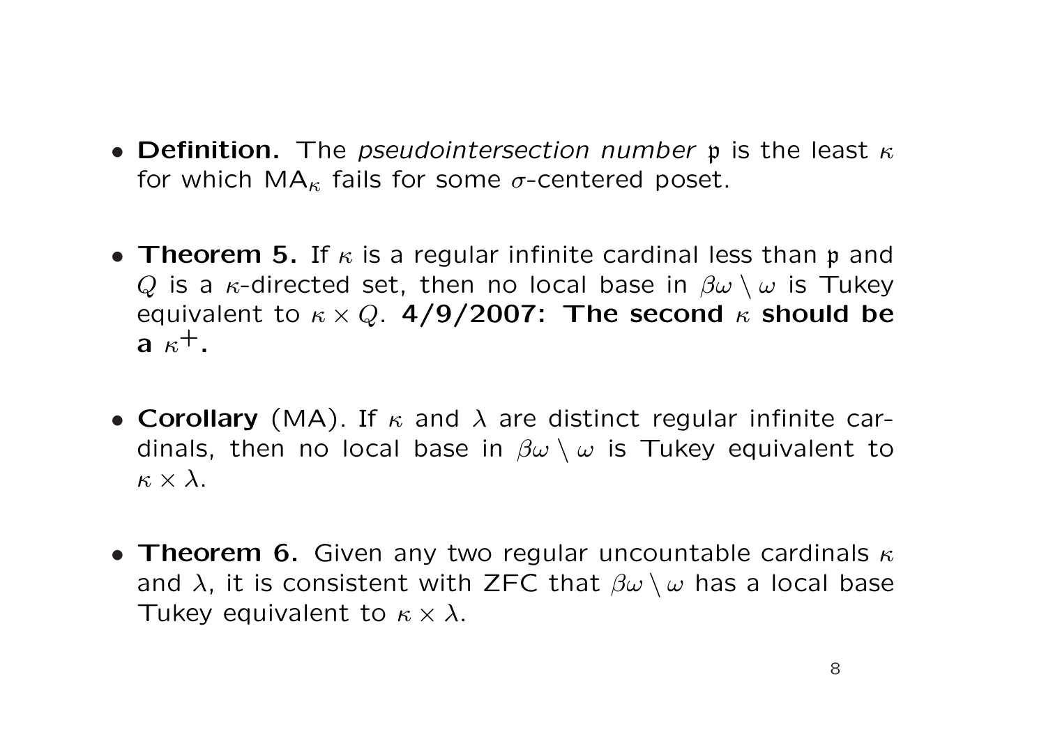- **Definition.** The *pseudointersection number* $\mathfrak{p}$ is the least $\kappa$ for which $\mathsf{MA}_\kappa$ fails for some $\sigma$-centered poset.

- **Theorem 5.** If $\kappa$ is a regular infinite cardinal less than $\mathfrak{p}$ and $Q$ is a $\kappa$-directed set, then no local base in $\beta\omega \setminus \omega$ is Tukey equivalent to $\kappa \times Q$. **4/9/2007: The second $\kappa$ should be a $\kappa^+$.**

- **Corollary** (MA). If $\kappa$ and $\lambda$ are distinct regular infinite cardinals, then no local base in $\beta\omega \setminus \omega$ is Tukey equivalent to $\kappa \times \lambda$.

- **Theorem 6.** Given any two regular uncountable cardinals $\kappa$ and $\lambda$, it is consistent with ZFC that $\beta\omega \setminus \omega$ has a local base Tukey equivalent to $\kappa \times \lambda$.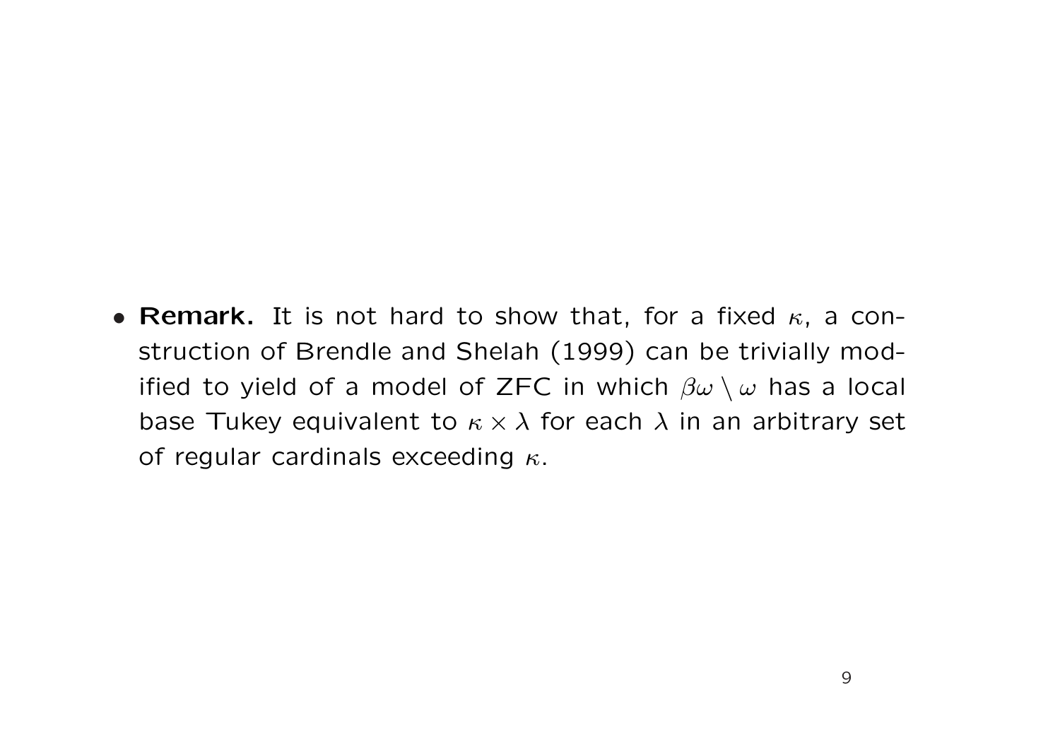- **Remark.** It is not hard to show that, for a fixed $\kappa$, a construction of Brendle and Shelah (1999) can be trivially modified to yield of a model of ZFC in which $\beta\omega \setminus \omega$ has a local base Tukey equivalent to $\kappa \times \lambda$ for each $\lambda$ in an arbitrary set of regular cardinals exceeding $\kappa$.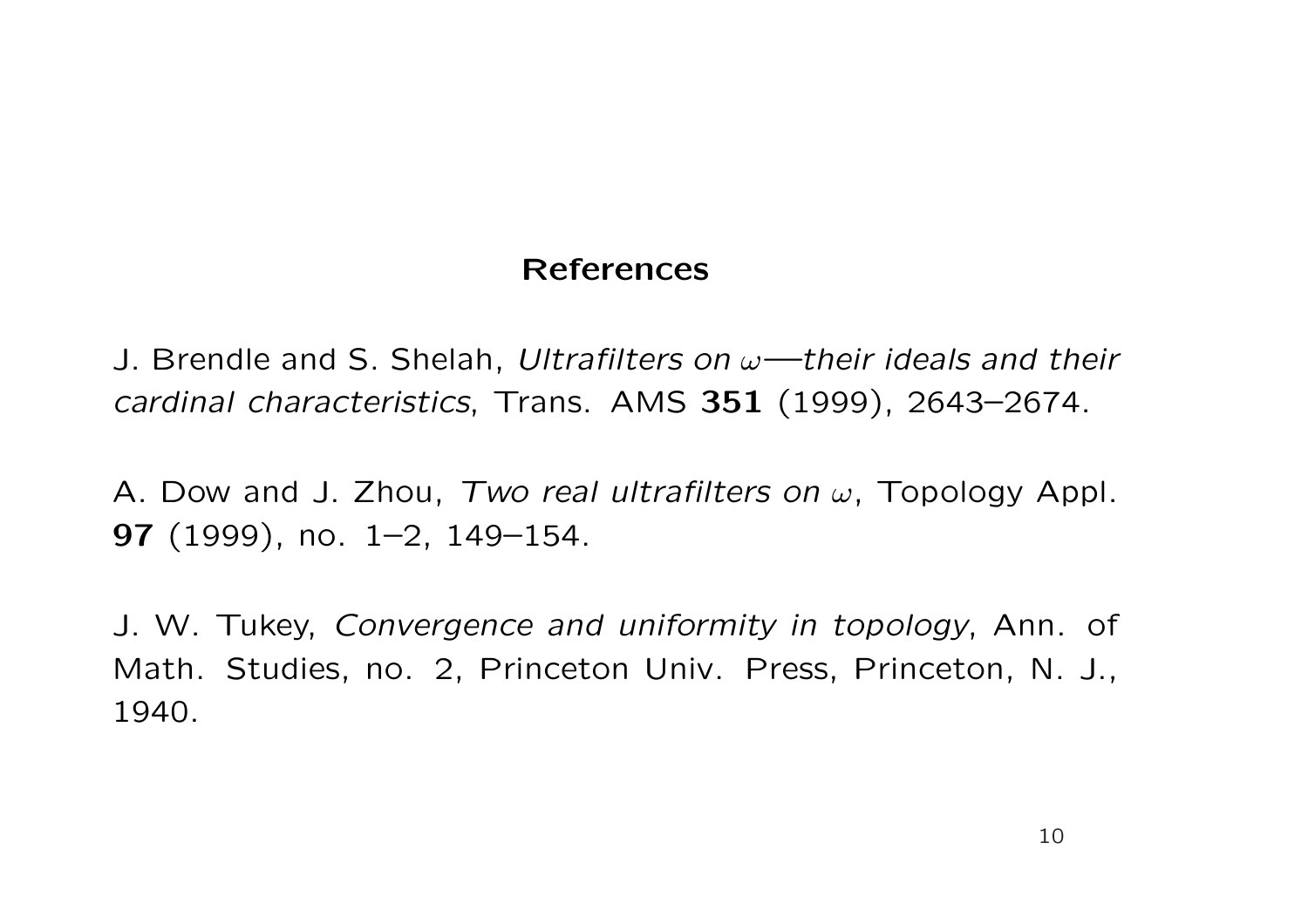## References

J. Brendle and S. Shelah, *Ultrafilters on $\omega$—their ideals and their cardinal characteristics*, Trans. AMS **351** (1999), 2643–2674.

A. Dow and J. Zhou, *Two real ultrafilters on $\omega$*, Topology Appl. **97** (1999), no. 1–2, 149–154.

J. W. Tukey, *Convergence and uniformity in topology*, Ann. of Math. Studies, no. 2, Princeton Univ. Press, Princeton, N. J., 1940.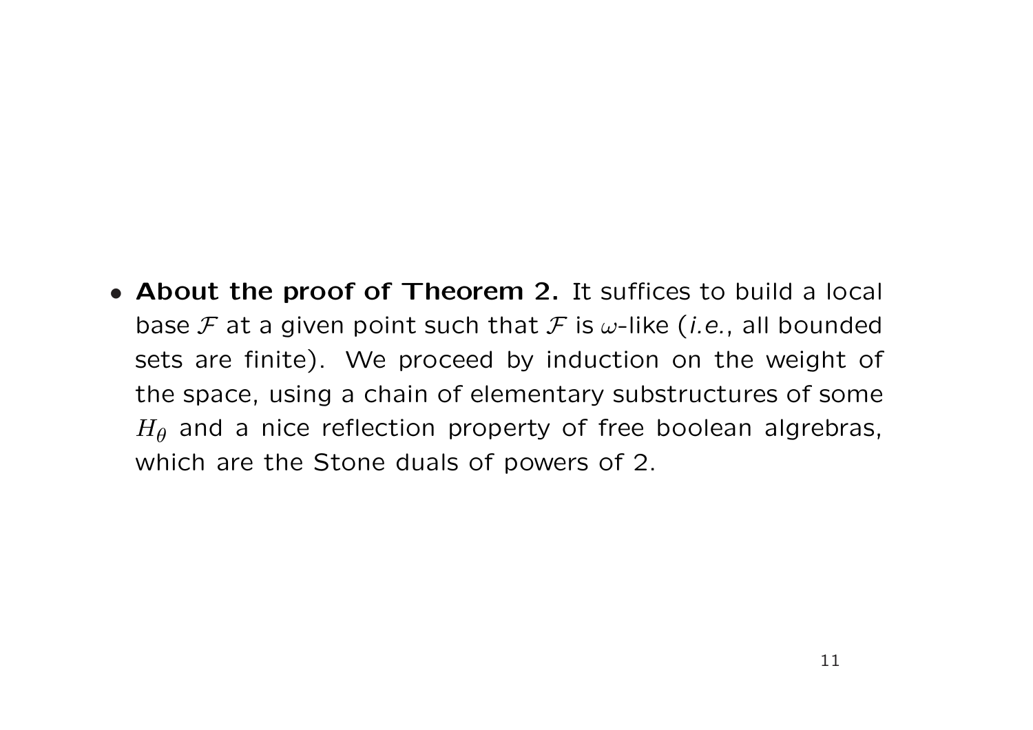- **About the proof of Theorem 2.** It suffices to build a local base $\mathcal{F}$ at a given point such that $\mathcal{F}$ is $\omega$-like (*i.e.*, all bounded sets are finite). We proceed by induction on the weight of the space, using a chain of elementary substructures of some $H_\theta$ and a nice reflection property of free boolean algrebras, which are the Stone duals of powers of 2.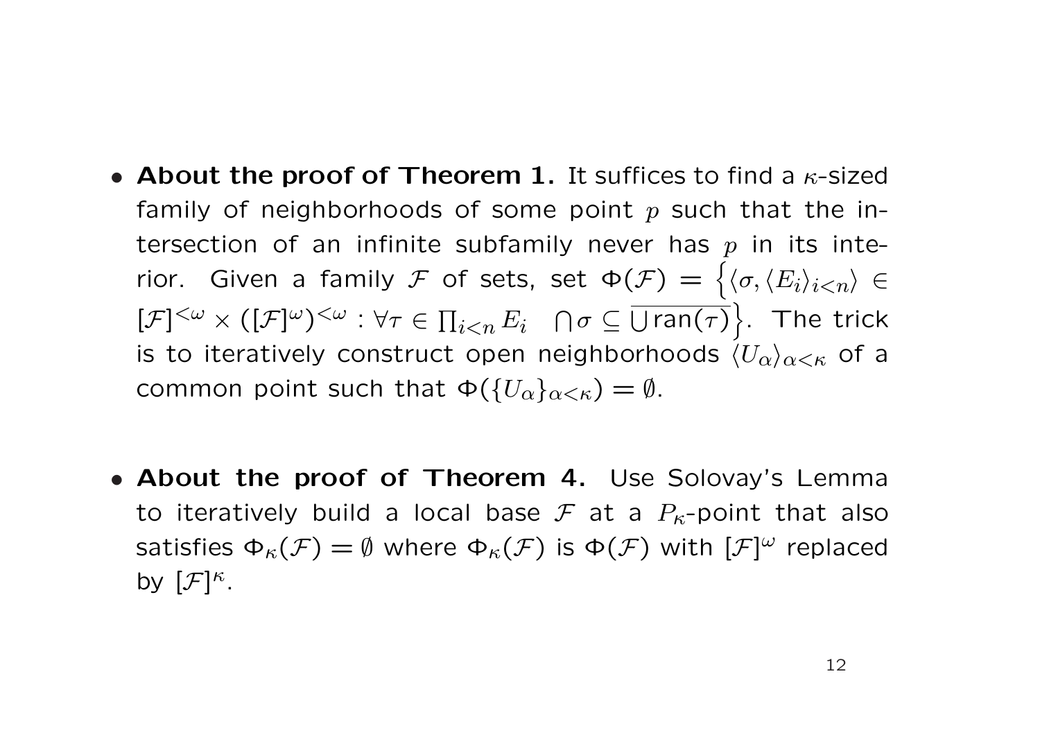- **About the proof of Theorem 1.** It suffices to find a $\kappa$-sized family of neighborhoods of some point $p$ such that the intersection of an infinite subfamily never has $p$ in its interior. Given a family $\mathcal{F}$ of sets, set $\Phi(\mathcal{F}) = \left\{\langle \sigma, \langle E_i \rangle_{i<n} \rangle \in [\mathcal{F}]^{<\omega} \times ([\mathcal{F}]^{\omega})^{<\omega} : \forall \tau \in \prod_{i<n} E_i \quad \bigcap \sigma \subseteq \overline{\bigcup \mathrm{ran}(\tau)}\right\}$. The trick is to iteratively construct open neighborhoods $\langle U_\alpha \rangle_{\alpha<\kappa}$ of a common point such that $\Phi(\{U_\alpha\}_{\alpha<\kappa}) = \emptyset$.

- **About the proof of Theorem 4.** Use Solovay's Lemma to iteratively build a local base $\mathcal{F}$ at a $P_\kappa$-point that also satisfies $\Phi_\kappa(\mathcal{F}) = \emptyset$ where $\Phi_\kappa(\mathcal{F})$ is $\Phi(\mathcal{F})$ with $[\mathcal{F}]^\omega$ replaced by $[\mathcal{F}]^\kappa$.